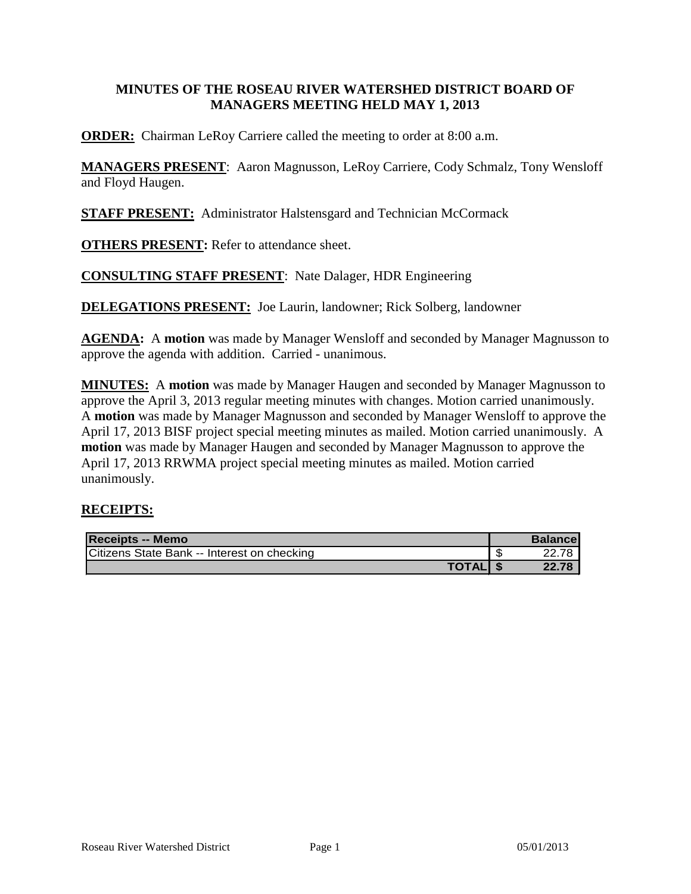# MINUTES OF THE ROSEAU RIVER WATERSHED DISTRICT BOARD OF MANAGERS MEETING HELD MAY 1, 2013

**ORDER:** Chairman LeRoy Carriere called the meeting to order at 8:00 a.m.

**MANAGERS PRESENT**: Aaron Magnusson, LeRoy Carriere, Cody Schmalz, Tony Wensloff and Floyd Haugen.

**STAFF PRESENT:** Administrator Halstensgard and Technician McCormack

**OTHERS PRESENT:** Refer to attendance sheet.

**CONSULTING STAFF PRESENT**: Nate Dalager, HDR Engineering

**DELEGATIONS PRESENT:** Joe Laurin, landowner; Rick Solberg, landowner

**AGENDA:** A **motion** was made by Manager Wensloff and seconded by Manager Magnusson to approve the agenda with addition. Carried - unanimous.

**MINUTES:** A **motion** was made by Manager Haugen and seconded by Manager Magnusson to approve the April 3, 2013 regular meeting minutes with changes. Motion carried unanimously. A **motion** was made by Manager Magnusson and seconded by Manager Wensloff to approve the April 17, 2013 BISF project special meeting minutes as mailed. Motion carried unanimously. A **motion** was made by Manager Haugen and seconded by Manager Magnusson to approve the April 17, 2013 RRWMA project special meeting minutes as mailed. Motion carried unanimously.

**RECEIPTS:**

| Receipts -- Memo | | Balance |
|---|---|---|
| Citizens State Bank -- Interest on checking | $ | 22.78 |
| **TOTAL** | **$** | **22.78** |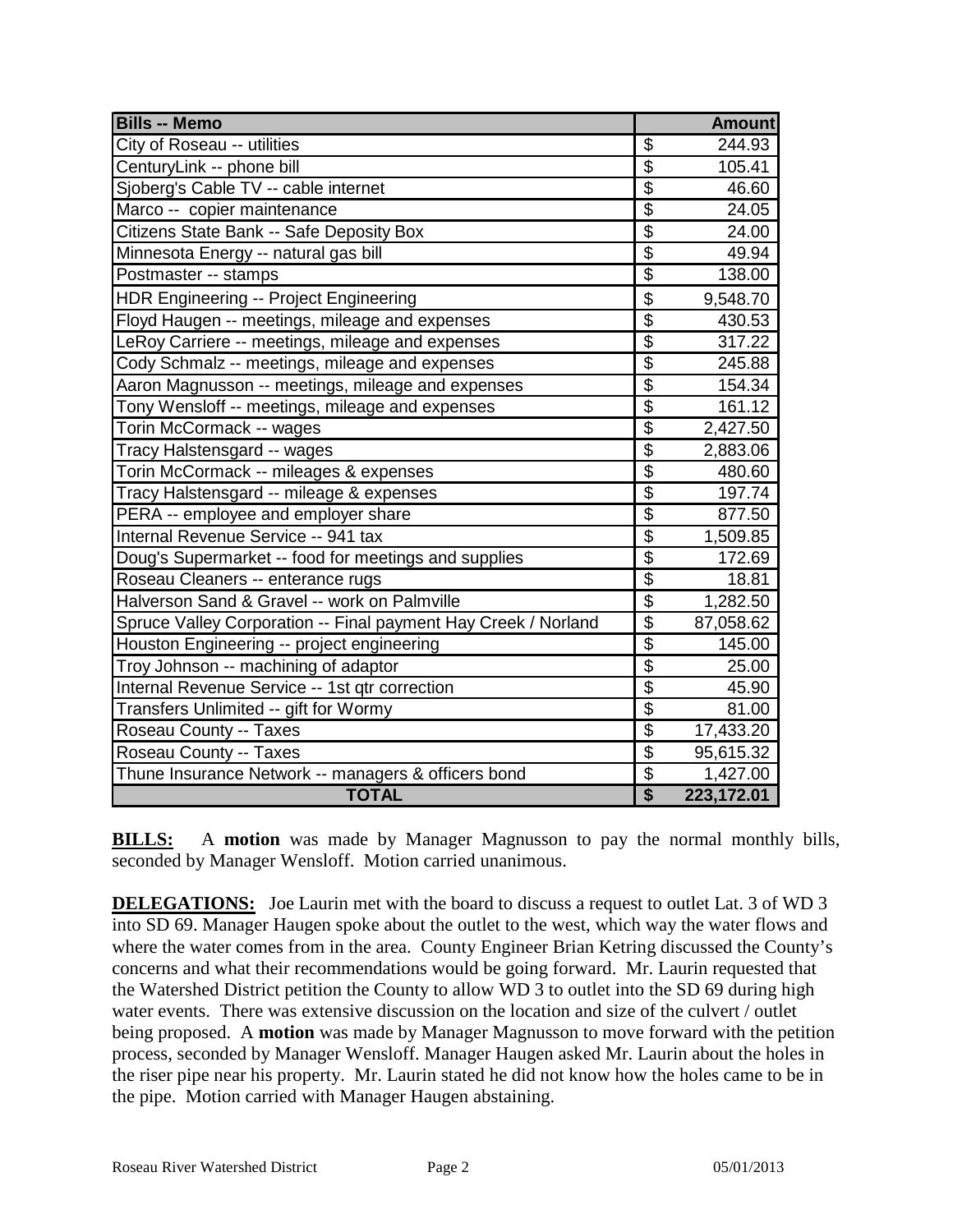| Bills -- Memo | Amount |
|---|---|
| City of Roseau -- utilities | $ 244.93 |
| CenturyLink -- phone bill | $ 105.41 |
| Sjoberg's Cable TV -- cable internet | $ 46.60 |
| Marco -- copier maintenance | $ 24.05 |
| Citizens State Bank -- Safe Deposity Box | $ 24.00 |
| Minnesota Energy -- natural gas bill | $ 49.94 |
| Postmaster -- stamps | $ 138.00 |
| HDR Engineering -- Project Engineering | $ 9,548.70 |
| Floyd Haugen -- meetings, mileage and expenses | $ 430.53 |
| LeRoy Carriere -- meetings, mileage and expenses | $ 317.22 |
| Cody Schmalz -- meetings, mileage and expenses | $ 245.88 |
| Aaron Magnusson -- meetings, mileage and expenses | $ 154.34 |
| Tony Wensloff -- meetings, mileage and expenses | $ 161.12 |
| Torin McCormack -- wages | $ 2,427.50 |
| Tracy Halstensgard -- wages | $ 2,883.06 |
| Torin McCormack -- mileages & expenses | $ 480.60 |
| Tracy Halstensgard -- mileage & expenses | $ 197.74 |
| PERA -- employee and employer share | $ 877.50 |
| Internal Revenue Service -- 941 tax | $ 1,509.85 |
| Doug's Supermarket -- food for meetings and supplies | $ 172.69 |
| Roseau Cleaners -- enterance rugs | $ 18.81 |
| Halverson Sand & Gravel -- work on Palmville | $ 1,282.50 |
| Spruce Valley Corporation -- Final payment Hay Creek / Norland | $ 87,058.62 |
| Houston Engineering -- project engineering | $ 145.00 |
| Troy Johnson -- machining of adaptor | $ 25.00 |
| Internal Revenue Service -- 1st qtr correction | $ 45.90 |
| Transfers Unlimited -- gift for Wormy | $ 81.00 |
| Roseau County -- Taxes | $ 17,433.20 |
| Roseau County -- Taxes | $ 95,615.32 |
| Thune Insurance Network -- managers & officers bond | $ 1,427.00 |
| **TOTAL** | **$ 223,172.01** |

**BILLS:** A **motion** was made by Manager Magnusson to pay the normal monthly bills, seconded by Manager Wensloff. Motion carried unanimous.

**DELEGATIONS:** Joe Laurin met with the board to discuss a request to outlet Lat. 3 of WD 3 into SD 69. Manager Haugen spoke about the outlet to the west, which way the water flows and where the water comes from in the area. County Engineer Brian Ketring discussed the County's concerns and what their recommendations would be going forward. Mr. Laurin requested that the Watershed District petition the County to allow WD 3 to outlet into the SD 69 during high water events. There was extensive discussion on the location and size of the culvert / outlet being proposed. A **motion** was made by Manager Magnusson to move forward with the petition process, seconded by Manager Wensloff. Manager Haugen asked Mr. Laurin about the holes in the riser pipe near his property. Mr. Laurin stated he did not know how the holes came to be in the pipe. Motion carried with Manager Haugen abstaining.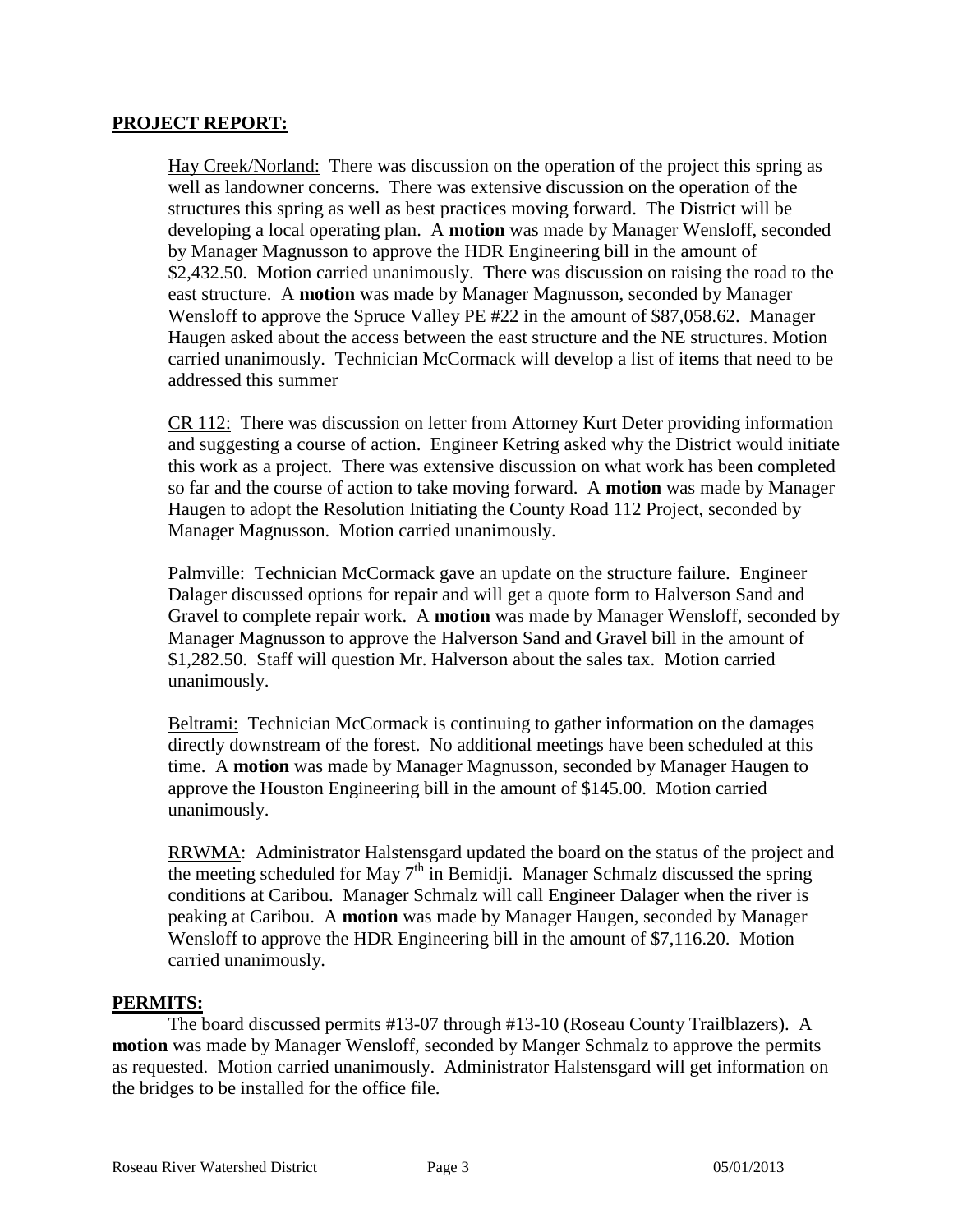**PROJECT REPORT:**

Hay Creek/Norland: There was discussion on the operation of the project this spring as well as landowner concerns. There was extensive discussion on the operation of the structures this spring as well as best practices moving forward. The District will be developing a local operating plan. A **motion** was made by Manager Wensloff, seconded by Manager Magnusson to approve the HDR Engineering bill in the amount of $2,432.50. Motion carried unanimously. There was discussion on raising the road to the east structure. A **motion** was made by Manager Magnusson, seconded by Manager Wensloff to approve the Spruce Valley PE #22 in the amount of $87,058.62. Manager Haugen asked about the access between the east structure and the NE structures. Motion carried unanimously. Technician McCormack will develop a list of items that need to be addressed this summer

CR 112: There was discussion on letter from Attorney Kurt Deter providing information and suggesting a course of action. Engineer Ketring asked why the District would initiate this work as a project. There was extensive discussion on what work has been completed so far and the course of action to take moving forward. A **motion** was made by Manager Haugen to adopt the Resolution Initiating the County Road 112 Project, seconded by Manager Magnusson. Motion carried unanimously.

Palmville: Technician McCormack gave an update on the structure failure. Engineer Dalager discussed options for repair and will get a quote form to Halverson Sand and Gravel to complete repair work. A **motion** was made by Manager Wensloff, seconded by Manager Magnusson to approve the Halverson Sand and Gravel bill in the amount of $1,282.50. Staff will question Mr. Halverson about the sales tax. Motion carried unanimously.

Beltrami: Technician McCormack is continuing to gather information on the damages directly downstream of the forest. No additional meetings have been scheduled at this time. A **motion** was made by Manager Magnusson, seconded by Manager Haugen to approve the Houston Engineering bill in the amount of $145.00. Motion carried unanimously.

RRWMA: Administrator Halstensgard updated the board on the status of the project and the meeting scheduled for May 7th in Bemidji. Manager Schmalz discussed the spring conditions at Caribou. Manager Schmalz will call Engineer Dalager when the river is peaking at Caribou. A **motion** was made by Manager Haugen, seconded by Manager Wensloff to approve the HDR Engineering bill in the amount of $7,116.20. Motion carried unanimously.

**PERMITS:**

The board discussed permits #13-07 through #13-10 (Roseau County Trailblazers). A **motion** was made by Manager Wensloff, seconded by Manger Schmalz to approve the permits as requested. Motion carried unanimously. Administrator Halstensgard will get information on the bridges to be installed for the office file.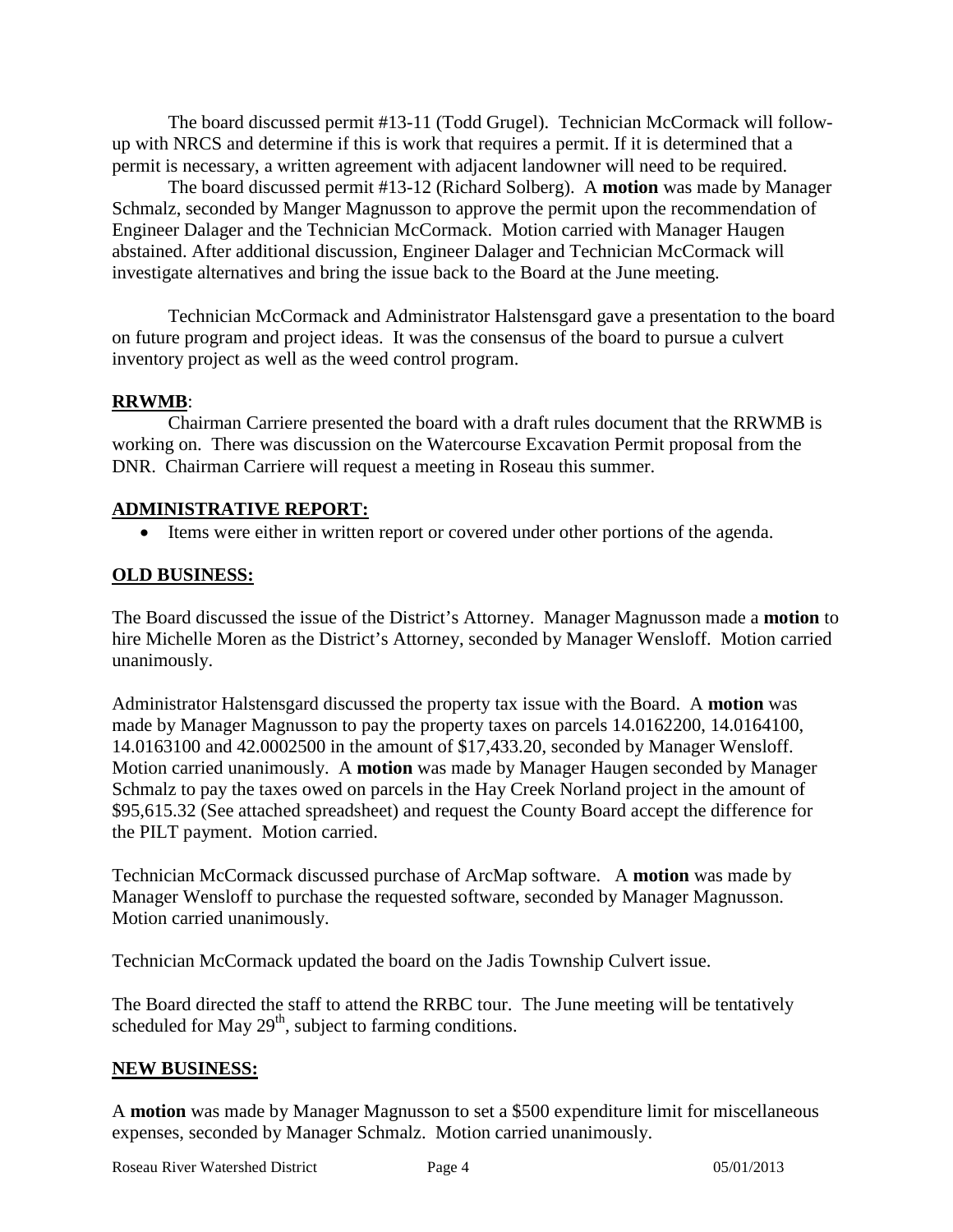The board discussed permit #13-11 (Todd Grugel). Technician McCormack will follow-up with NRCS and determine if this is work that requires a permit. If it is determined that a permit is necessary, a written agreement with adjacent landowner will need to be required.

The board discussed permit #13-12 (Richard Solberg). A **motion** was made by Manager Schmalz, seconded by Manger Magnusson to approve the permit upon the recommendation of Engineer Dalager and the Technician McCormack. Motion carried with Manager Haugen abstained. After additional discussion, Engineer Dalager and Technician McCormack will investigate alternatives and bring the issue back to the Board at the June meeting.

Technician McCormack and Administrator Halstensgard gave a presentation to the board on future program and project ideas. It was the consensus of the board to pursue a culvert inventory project as well as the weed control program.

## RRWMB:

Chairman Carriere presented the board with a draft rules document that the RRWMB is working on. There was discussion on the Watercourse Excavation Permit proposal from the DNR. Chairman Carriere will request a meeting in Roseau this summer.

## ADMINISTRATIVE REPORT:

- Items were either in written report or covered under other portions of the agenda.

## OLD BUSINESS:

The Board discussed the issue of the District's Attorney. Manager Magnusson made a **motion** to hire Michelle Moren as the District's Attorney, seconded by Manager Wensloff. Motion carried unanimously.

Administrator Halstensgard discussed the property tax issue with the Board. A **motion** was made by Manager Magnusson to pay the property taxes on parcels 14.0162200, 14.0164100, 14.0163100 and 42.0002500 in the amount of $17,433.20, seconded by Manager Wensloff. Motion carried unanimously. A **motion** was made by Manager Haugen seconded by Manager Schmalz to pay the taxes owed on parcels in the Hay Creek Norland project in the amount of $95,615.32 (See attached spreadsheet) and request the County Board accept the difference for the PILT payment. Motion carried.

Technician McCormack discussed purchase of ArcMap software. A **motion** was made by Manager Wensloff to purchase the requested software, seconded by Manager Magnusson. Motion carried unanimously.

Technician McCormack updated the board on the Jadis Township Culvert issue.

The Board directed the staff to attend the RRBC tour. The June meeting will be tentatively scheduled for May 29th, subject to farming conditions.

## NEW BUSINESS:

A **motion** was made by Manager Magnusson to set a $500 expenditure limit for miscellaneous expenses, seconded by Manager Schmalz. Motion carried unanimously.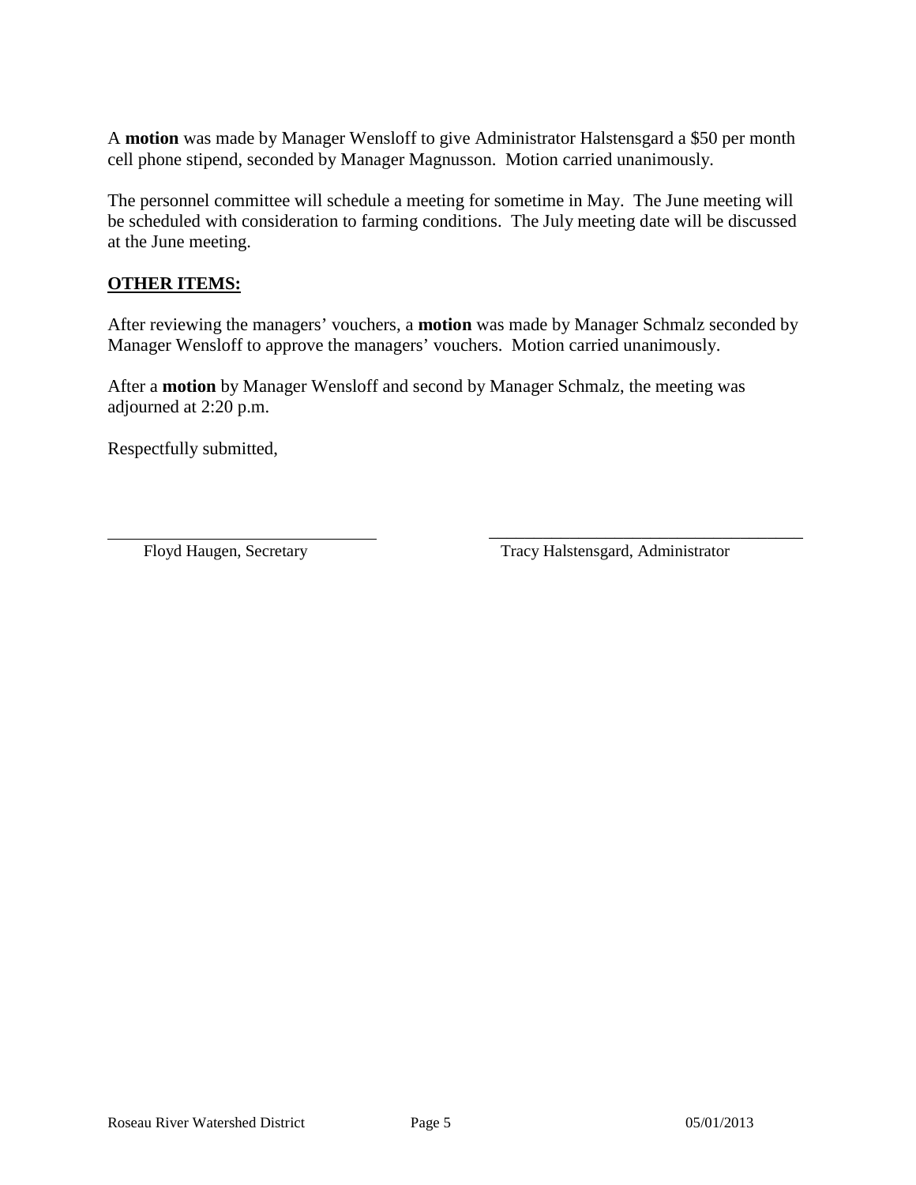A **motion** was made by Manager Wensloff to give Administrator Halstensgard a $50 per month cell phone stipend, seconded by Manager Magnusson. Motion carried unanimously.

The personnel committee will schedule a meeting for sometime in May. The June meeting will be scheduled with consideration to farming conditions. The July meeting date will be discussed at the June meeting.

**OTHER ITEMS:**

After reviewing the managers' vouchers, a **motion** was made by Manager Schmalz seconded by Manager Wensloff to approve the managers' vouchers. Motion carried unanimously.

After a **motion** by Manager Wensloff and second by Manager Schmalz, the meeting was adjourned at 2:20 p.m.

Respectfully submitted,

\_\_\_\_\_\_\_\_\_\_\_\_\_\_\_\_\_\_\_\_\_\_\_\_\_\_\_\_\_\_\_\_
Floyd Haugen, Secretary

\_\_\_\_\_\_\_\_\_\_\_\_\_\_\_\_\_\_\_\_\_\_\_\_\_\_\_\_\_\_\_\_
Tracy Halstensgard, Administrator